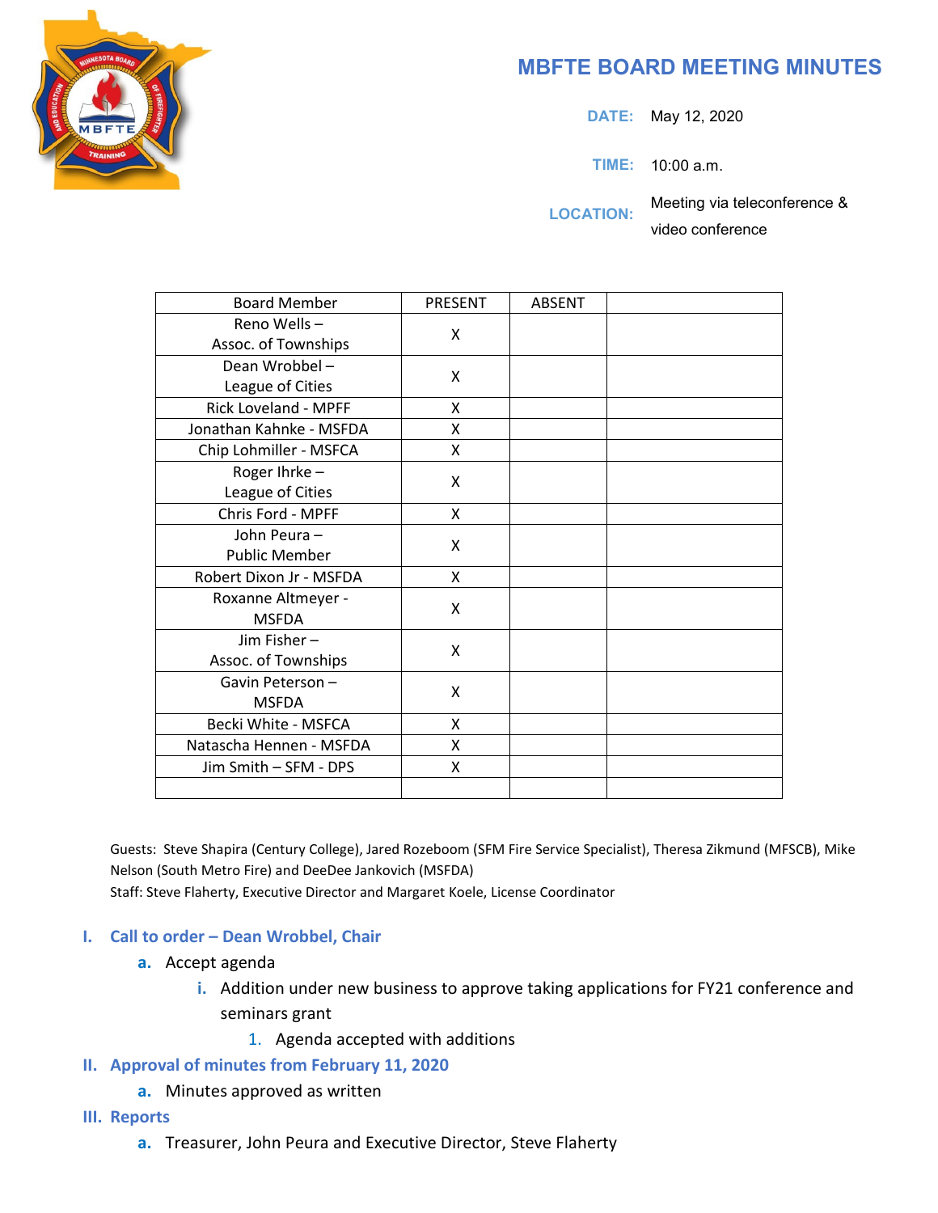# MBFTE BOARD MEETING MINUTES

**DATE:** May 12, 2020

**TIME:** 10:00 a.m.

**LOCATION:** Meeting via teleconference & video conference

| Board Member | PRESENT | ABSENT | |
|---|---|---|---|
| Reno Wells – Assoc. of Townships | X | | |
| Dean Wrobbel – League of Cities | X | | |
| Rick Loveland - MPFF | X | | |
| Jonathan Kahnke - MSFDA | X | | |
| Chip Lohmiller - MSFCA | X | | |
| Roger Ihrke – League of Cities | X | | |
| Chris Ford - MPFF | X | | |
| John Peura – Public Member | X | | |
| Robert Dixon Jr - MSFDA | X | | |
| Roxanne Altmeyer - MSFDA | X | | |
| Jim Fisher – Assoc. of Townships | X | | |
| Gavin Peterson – MSFDA | X | | |
| Becki White - MSFCA | X | | |
| Natascha Hennen - MSFDA | X | | |
| Jim Smith – SFM - DPS | X | | |
| | | | |

Guests: Steve Shapira (Century College), Jared Rozeboom (SFM Fire Service Specialist), Theresa Zikmund (MFSCB), Mike Nelson (South Metro Fire) and DeeDee Jankovich (MSFDA)
Staff: Steve Flaherty, Executive Director and Margaret Koele, License Coordinator

## I. Call to order – Dean Wrobbel, Chair

- a. Accept agenda
  - i. Addition under new business to approve taking applications for FY21 conference and seminars grant
    1. Agenda accepted with additions

## II. Approval of minutes from February 11, 2020

- a. Minutes approved as written

## III. Reports

- a. Treasurer, John Peura and Executive Director, Steve Flaherty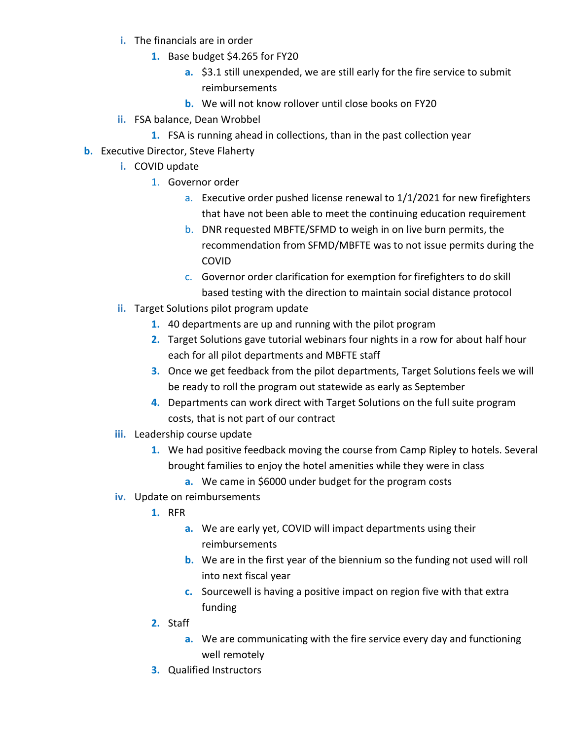- i. The financials are in order
  1. Base budget $4.265 for FY20
     a. $3.1 still unexpended, we are still early for the fire service to submit reimbursements
     b. We will not know rollover until close books on FY20
- ii. FSA balance, Dean Wrobbel
  1. FSA is running ahead in collections, than in the past collection year

b. Executive Director, Steve Flaherty

- i. COVID update
  1. Governor order
     a. Executive order pushed license renewal to 1/1/2021 for new firefighters that have not been able to meet the continuing education requirement
     b. DNR requested MBFTE/SFMD to weigh in on live burn permits, the recommendation from SFMD/MBFTE was to not issue permits during the COVID
     c. Governor order clarification for exemption for firefighters to do skill based testing with the direction to maintain social distance protocol
- ii. Target Solutions pilot program update
  1. 40 departments are up and running with the pilot program
  2. Target Solutions gave tutorial webinars four nights in a row for about half hour each for all pilot departments and MBFTE staff
  3. Once we get feedback from the pilot departments, Target Solutions feels we will be ready to roll the program out statewide as early as September
  4. Departments can work direct with Target Solutions on the full suite program costs, that is not part of our contract
- iii. Leadership course update
  1. We had positive feedback moving the course from Camp Ripley to hotels. Several brought families to enjoy the hotel amenities while they were in class
     a. We came in $6000 under budget for the program costs
- iv. Update on reimbursements
  1. RFR
     a. We are early yet, COVID will impact departments using their reimbursements
     b. We are in the first year of the biennium so the funding not used will roll into next fiscal year
     c. Sourcewell is having a positive impact on region five with that extra funding
  2. Staff
     a. We are communicating with the fire service every day and functioning well remotely
  3. Qualified Instructors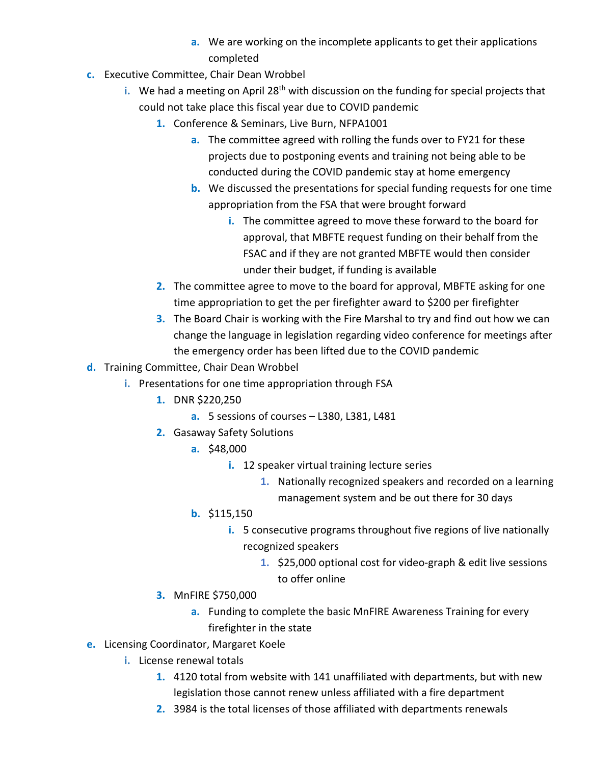a. We are working on the incomplete applicants to get their applications completed

c. Executive Committee, Chair Dean Wrobbel
    i. We had a meeting on April 28th with discussion on the funding for special projects that could not take place this fiscal year due to COVID pandemic
        1. Conference & Seminars, Live Burn, NFPA1001
            a. The committee agreed with rolling the funds over to FY21 for these projects due to postponing events and training not being able to be conducted during the COVID pandemic stay at home emergency
            b. We discussed the presentations for special funding requests for one time appropriation from the FSA that were brought forward
                i. The committee agreed to move these forward to the board for approval, that MBFTE request funding on their behalf from the FSAC and if they are not granted MBFTE would then consider under their budget, if funding is available
        2. The committee agree to move to the board for approval, MBFTE asking for one time appropriation to get the per firefighter award to $200 per firefighter
        3. The Board Chair is working with the Fire Marshal to try and find out how we can change the language in legislation regarding video conference for meetings after the emergency order has been lifted due to the COVID pandemic

d. Training Committee, Chair Dean Wrobbel
    i. Presentations for one time appropriation through FSA
        1. DNR $220,250
            a. 5 sessions of courses – L380, L381, L481
        2. Gasaway Safety Solutions
            a. $48,000
                i. 12 speaker virtual training lecture series
                    1. Nationally recognized speakers and recorded on a learning management system and be out there for 30 days
            b. $115,150
                i. 5 consecutive programs throughout five regions of live nationally recognized speakers
                    1. $25,000 optional cost for video-graph & edit live sessions to offer online
        3. MnFIRE $750,000
            a. Funding to complete the basic MnFIRE Awareness Training for every firefighter in the state

e. Licensing Coordinator, Margaret Koele
    i. License renewal totals
        1. 4120 total from website with 141 unaffiliated with departments, but with new legislation those cannot renew unless affiliated with a fire department
        2. 3984 is the total licenses of those affiliated with departments renewals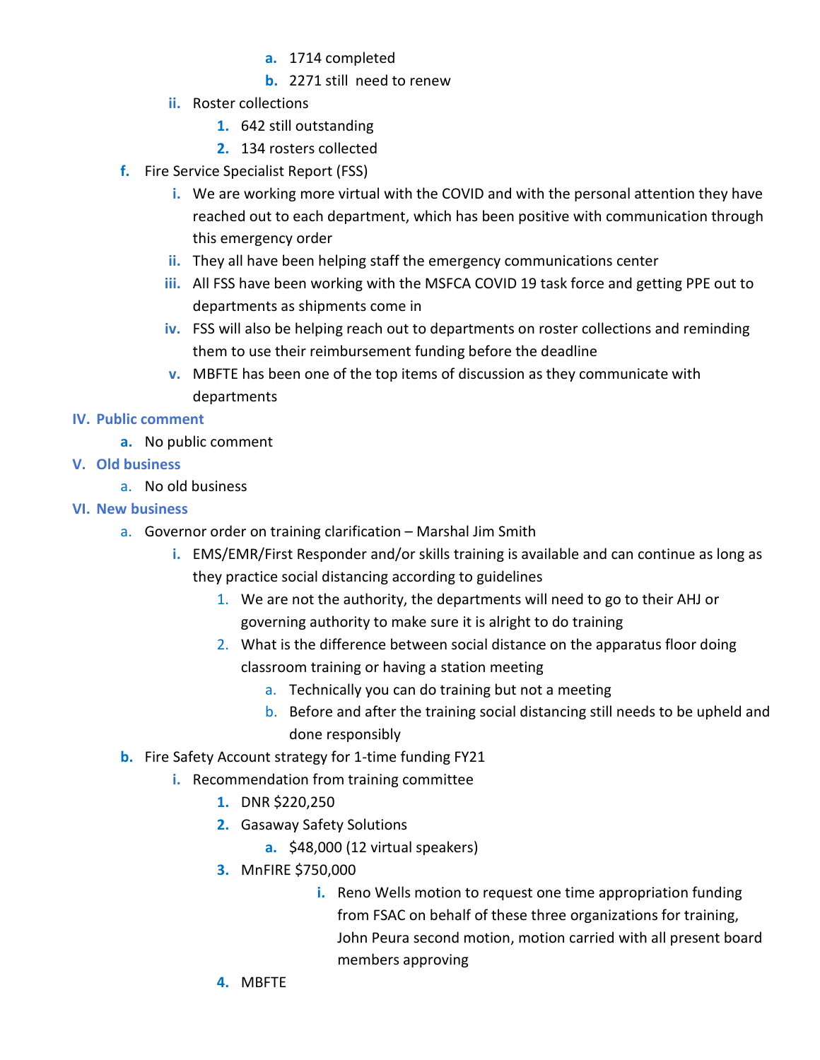a. 1714 completed
            b. 2271 still  need to renew
    ii. Roster collections
        1. 642 still outstanding
        2. 134 rosters collected

f. Fire Service Specialist Report (FSS)
    i. We are working more virtual with the COVID and with the personal attention they have reached out to each department, which has been positive with communication through this emergency order
    ii. They all have been helping staff the emergency communications center
    iii. All FSS have been working with the MSFCA COVID 19 task force and getting PPE out to departments as shipments come in
    iv. FSS will also be helping reach out to departments on roster collections and reminding them to use their reimbursement funding before the deadline
    v. MBFTE has been one of the top items of discussion as they communicate with departments

**IV. Public comment**

a. No public comment

**V. Old business**

a. No old business

**VI. New business**

a. Governor order on training clarification – Marshal Jim Smith
    i. EMS/EMR/First Responder and/or skills training is available and can continue as long as they practice social distancing according to guidelines
        1. We are not the authority, the departments will need to go to their AHJ or governing authority to make sure it is alright to do training
        2. What is the difference between social distance on the apparatus floor doing classroom training or having a station meeting
            a. Technically you can do training but not a meeting
            b. Before and after the training social distancing still needs to be upheld and done responsibly

b. Fire Safety Account strategy for 1-time funding FY21
    i. Recommendation from training committee
        1. DNR $220,250
        2. Gasaway Safety Solutions
            a. $48,000 (12 virtual speakers)
        3. MnFIRE $750,000
            i. Reno Wells motion to request one time appropriation funding from FSAC on behalf of these three organizations for training, John Peura second motion, motion carried with all present board members approving
        4. MBFTE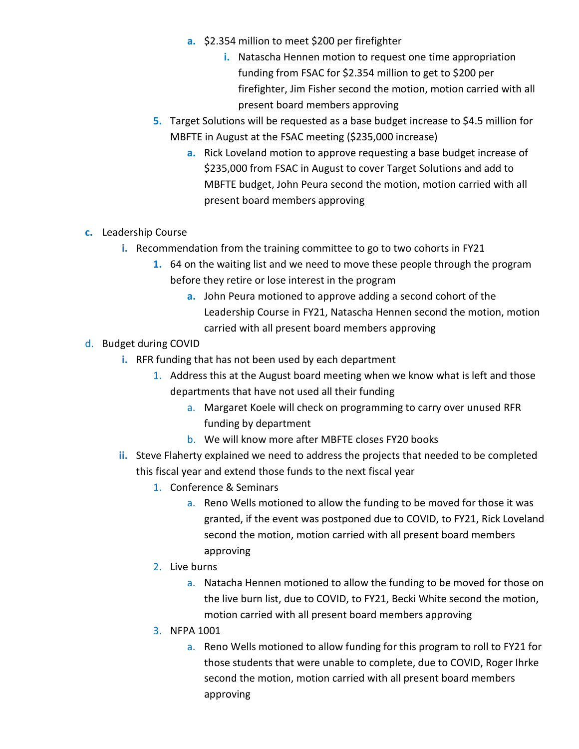- a. $2.354 million to meet $200 per firefighter
  - i. Natascha Hennen motion to request one time appropriation funding from FSAC for $2.354 million to get to $200 per firefighter, Jim Fisher second the motion, motion carried with all present board members approving
- 5. Target Solutions will be requested as a base budget increase to $4.5 million for MBFTE in August at the FSAC meeting ($235,000 increase)
  - a. Rick Loveland motion to approve requesting a base budget increase of $235,000 from FSAC in August to cover Target Solutions and add to MBFTE budget, John Peura second the motion, motion carried with all present board members approving

c. Leadership Course
- i. Recommendation from the training committee to go to two cohorts in FY21
  - 1. 64 on the waiting list and we need to move these people through the program before they retire or lose interest in the program
    - a. John Peura motioned to approve adding a second cohort of the Leadership Course in FY21, Natascha Hennen second the motion, motion carried with all present board members approving

d. Budget during COVID
- i. RFR funding that has not been used by each department
  - 1. Address this at the August board meeting when we know what is left and those departments that have not used all their funding
    - a. Margaret Koele will check on programming to carry over unused RFR funding by department
    - b. We will know more after MBFTE closes FY20 books
- ii. Steve Flaherty explained we need to address the projects that needed to be completed this fiscal year and extend those funds to the next fiscal year
  - 1. Conference & Seminars
    - a. Reno Wells motioned to allow the funding to be moved for those it was granted, if the event was postponed due to COVID, to FY21, Rick Loveland second the motion, motion carried with all present board members approving
  - 2. Live burns
    - a. Natacha Hennen motioned to allow the funding to be moved for those on the live burn list, due to COVID, to FY21, Becki White second the motion, motion carried with all present board members approving
  - 3. NFPA 1001
    - a. Reno Wells motioned to allow funding for this program to roll to FY21 for those students that were unable to complete, due to COVID, Roger Ihrke second the motion, motion carried with all present board members approving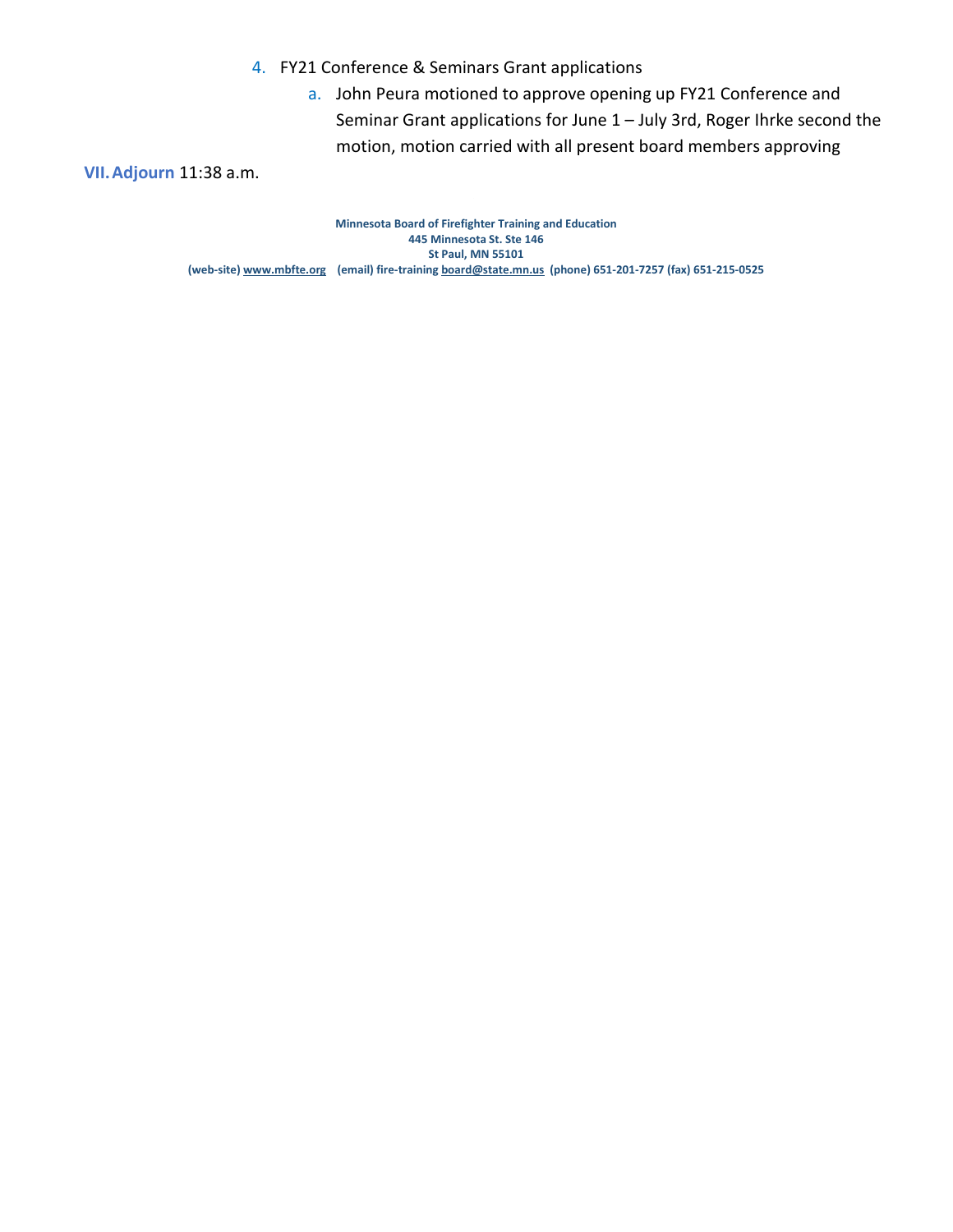4. FY21 Conference & Seminars Grant applications
    a. John Peura motioned to approve opening up FY21 Conference and Seminar Grant applications for June 1 – July 3rd, Roger Ihrke second the motion, motion carried with all present board members approving

**VII. Adjourn** 11:38 a.m.

**Minnesota Board of Firefighter Training and Education**
**445 Minnesota St. Ste 146**
**St Paul, MN 55101**
**(web-site) www.mbfte.org (email) fire-training board@state.mn.us (phone) 651-201-7257 (fax) 651-215-0525**